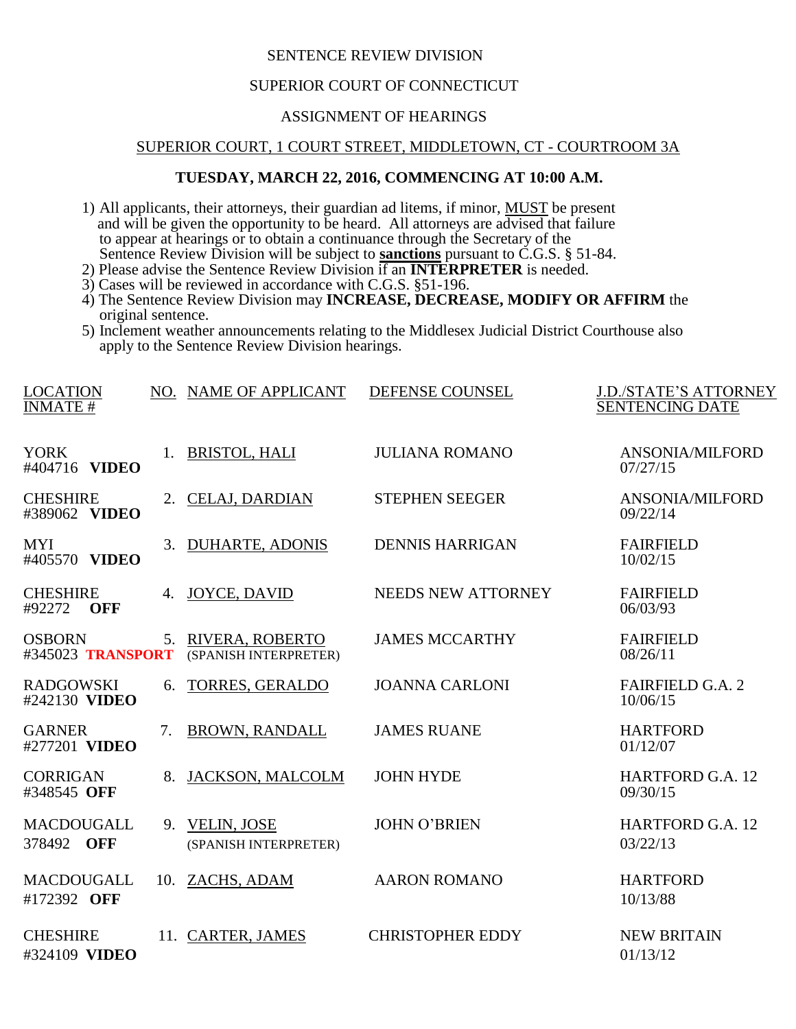SENTENCE REVIEW DIVISION

SUPERIOR COURT OF CONNECTICUT

ASSIGNMENT OF HEARINGS

SUPERIOR COURT, 1 COURT STREET, MIDDLETOWN, CT - COURTROOM 3A

**TUESDAY, MARCH 22, 2016, COMMENCING AT 10:00 A.M.**

1) All applicants, their attorneys, their guardian ad litems, if minor, MUST be present and will be given the opportunity to be heard. All attorneys are advised that failure to appear at hearings or to obtain a continuance through the Secretary of the Sentence Review Division will be subject to **sanctions** pursuant to C.G.S. § 51-84.
2) Please advise the Sentence Review Division if an **INTERPRETER** is needed.
3) Cases will be reviewed in accordance with C.G.S. §51-196.
4) The Sentence Review Division may **INCREASE, DECREASE, MODIFY OR AFFIRM** the original sentence.
5) Inclement weather announcements relating to the Middlesex Judicial District Courthouse also apply to the Sentence Review Division hearings.

| LOCATION<br>INMATE # | NO. | NAME OF APPLICANT | DEFENSE COUNSEL | J.D./STATE'S ATTORNEY<br>SENTENCING DATE |
|---|---|---|---|---|
| YORK<br>#404716 **VIDEO** | 1. | BRISTOL, HALI | JULIANA ROMANO | ANSONIA/MILFORD<br>07/27/15 |
| CHESHIRE<br>#389062 **VIDEO** | 2. | CELAJ, DARDIAN | STEPHEN SEEGER | ANSONIA/MILFORD<br>09/22/14 |
| MYI<br>#405570 **VIDEO** | 3. | DUHARTE, ADONIS | DENNIS HARRIGAN | FAIRFIELD<br>10/02/15 |
| CHESHIRE<br>#92272 **OFF** | 4. | JOYCE, DAVID | NEEDS NEW ATTORNEY | FAIRFIELD<br>06/03/93 |
| OSBORN<br>#345023 **TRANSPORT** | 5. | RIVERA, ROBERTO<br>(SPANISH INTERPRETER) | JAMES MCCARTHY | FAIRFIELD<br>08/26/11 |
| RADGOWSKI<br>#242130 **VIDEO** | 6. | TORRES, GERALDO | JOANNA CARLONI | FAIRFIELD G.A. 2<br>10/06/15 |
| GARNER<br>#277201 **VIDEO** | 7. | BROWN, RANDALL | JAMES RUANE | HARTFORD<br>01/12/07 |
| CORRIGAN<br>#348545 **OFF** | 8. | JACKSON, MALCOLM | JOHN HYDE | HARTFORD G.A. 12<br>09/30/15 |
| MACDOUGALL<br>378492 **OFF** | 9. | VELIN, JOSE<br>(SPANISH INTERPRETER) | JOHN O'BRIEN | HARTFORD G.A. 12<br>03/22/13 |
| MACDOUGALL<br>#172392 **OFF** | 10. | ZACHS, ADAM | AARON ROMANO | HARTFORD<br>10/13/88 |
| CHESHIRE<br>#324109 **VIDEO** | 11. | CARTER, JAMES | CHRISTOPHER EDDY | NEW BRITAIN<br>01/13/12 |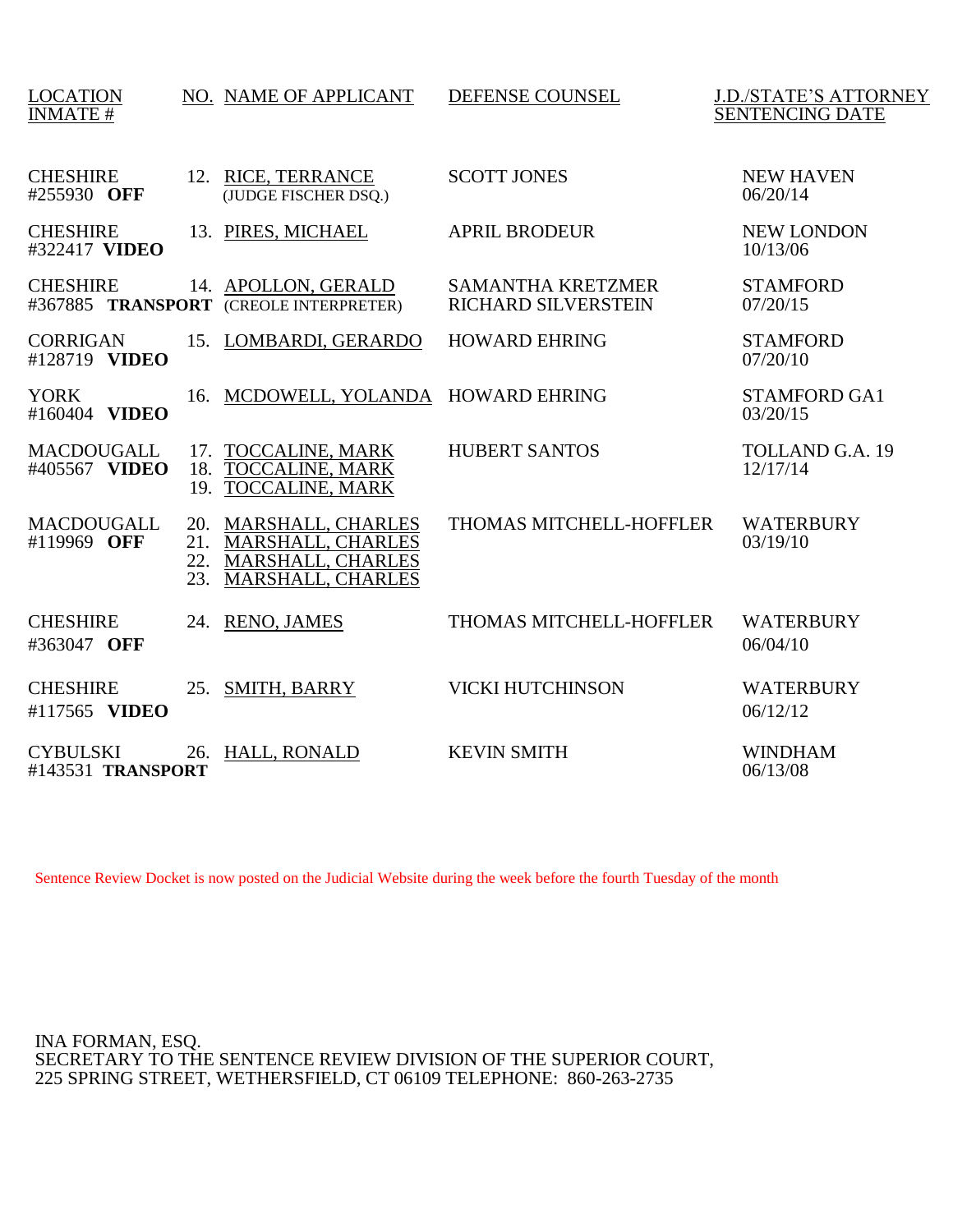| LOCATION<br>INMATE # | NO. | NAME OF APPLICANT | DEFENSE COUNSEL | J.D./STATE'S ATTORNEY<br>SENTENCING DATE |
|---|---|---|---|---|
| CHESHIRE<br>#255930 **OFF** | 12. | RICE, TERRANCE<br>(JUDGE FISCHER DSQ.) | SCOTT JONES | NEW HAVEN<br>06/20/14 |
| CHESHIRE<br>#322417 **VIDEO** | 13. | PIRES, MICHAEL | APRIL BRODEUR | NEW LONDON<br>10/13/06 |
| CHESHIRE<br>#367885 **TRANSPORT** | 14. | APOLLON, GERALD<br>(CREOLE INTERPRETER) | SAMANTHA KRETZMER<br>RICHARD SILVERSTEIN | STAMFORD<br>07/20/15 |
| CORRIGAN<br>#128719 **VIDEO** | 15. | LOMBARDI, GERARDO | HOWARD EHRING | STAMFORD<br>07/20/10 |
| YORK<br>#160404 **VIDEO** | 16. | MCDOWELL, YOLANDA | HOWARD EHRING | STAMFORD GA1<br>03/20/15 |
| MACDOUGALL<br>#405567 **VIDEO** | 17.<br>18.<br>19. | TOCCALINE, MARK<br>TOCCALINE, MARK<br>TOCCALINE, MARK | HUBERT SANTOS | TOLLAND G.A. 19<br>12/17/14 |
| MACDOUGALL<br>#119969 **OFF** | 20.<br>21.<br>22.<br>23. | MARSHALL, CHARLES<br>MARSHALL, CHARLES<br>MARSHALL, CHARLES<br>MARSHALL, CHARLES | THOMAS MITCHELL-HOFFLER | WATERBURY<br>03/19/10 |
| CHESHIRE<br>#363047 **OFF** | 24. | RENO, JAMES | THOMAS MITCHELL-HOFFLER | WATERBURY<br>06/04/10 |
| CHESHIRE<br>#117565 **VIDEO** | 25. | SMITH, BARRY | VICKI HUTCHINSON | WATERBURY<br>06/12/12 |
| CYBULSKI<br>#143531 **TRANSPORT** | 26. | HALL, RONALD | KEVIN SMITH | WINDHAM<br>06/13/08 |

Sentence Review Docket is now posted on the Judicial Website during the week before the fourth Tuesday of the month

INA FORMAN, ESQ.
SECRETARY TO THE SENTENCE REVIEW DIVISION OF THE SUPERIOR COURT,
225 SPRING STREET, WETHERSFIELD, CT 06109 TELEPHONE: 860-263-2735